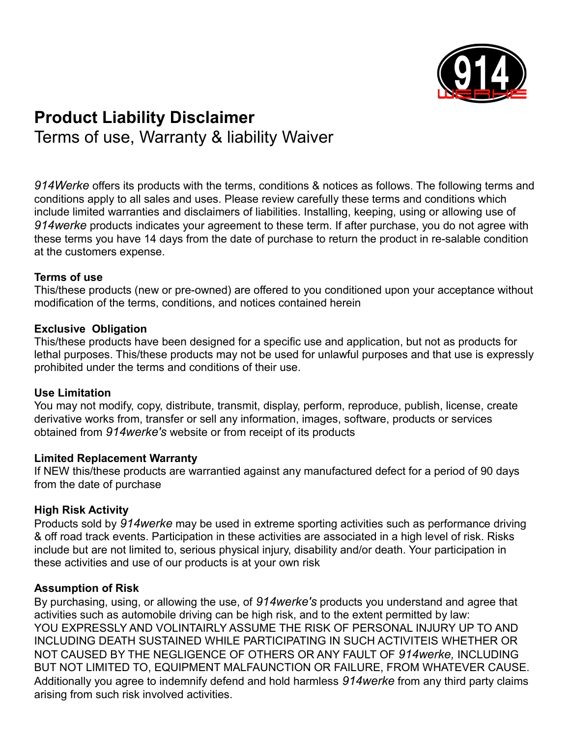# Product Liability Disclaimer

Terms of use, Warranty & liability Waiver

*914Werke* offers its products with the terms, conditions & notices as follows. The following terms and conditions apply to all sales and uses. Please review carefully these terms and conditions which include limited warranties and disclaimers of liabilities. Installing, keeping, using or allowing use of *914werke* products indicates your agreement to these term. If after purchase, you do not agree with these terms you have 14 days from the date of purchase to return the product in re-salable condition at the customers expense.

**Terms of use**
This/these products (new or pre-owned) are offered to you conditioned upon your acceptance without modification of the terms, conditions, and notices contained herein

**Exclusive Obligation**
This/these products have been designed for a specific use and application, but not as products for lethal purposes. This/these products may not be used for unlawful purposes and that use is expressly prohibited under the terms and conditions of their use.

**Use Limitation**
You may not modify, copy, distribute, transmit, display, perform, reproduce, publish, license, create derivative works from, transfer or sell any information, images, software, products or services obtained from *914werke's* website or from receipt of its products

**Limited Replacement Warranty**
If NEW this/these products are warrantied against any manufactured defect for a period of 90 days from the date of purchase

**High Risk Activity**
Products sold by *914werke* may be used in extreme sporting activities such as performance driving & off road track events. Participation in these activities are associated in a high level of risk. Risks include but are not limited to, serious physical injury, disability and/or death. Your participation in these activities and use of our products is at your own risk

**Assumption of Risk**
By purchasing, using, or allowing the use, of *914werke's* products you understand and agree that activities such as automobile driving can be high risk, and to the extent permitted by law:
YOU EXPRESSLY AND VOLINTAIRLY ASSUME THE RISK OF PERSONAL INJURY UP TO AND INCLUDING DEATH SUSTAINED WHILE PARTICIPATING IN SUCH ACTIVITEIS WHETHER OR NOT CAUSED BY THE NEGLIGENCE OF OTHERS OR ANY FAULT OF *914werke,* INCLUDING BUT NOT LIMITED TO, EQUIPMENT MALFAUNCTION OR FAILURE, FROM WHATEVER CAUSE. Additionally you agree to indemnify defend and hold harmless *914werke* from any third party claims arising from such risk involved activities.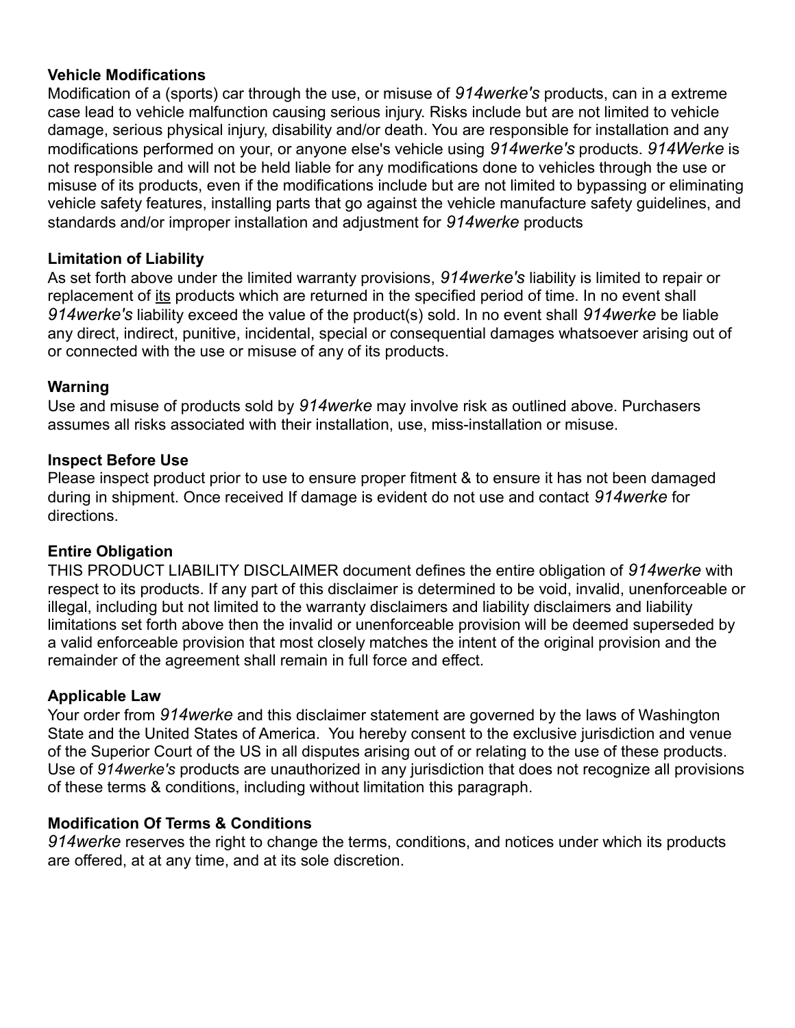**Vehicle Modifications**
Modification of a (sports) car through the use, or misuse of *914werke's* products, can in a extreme case lead to vehicle malfunction causing serious injury. Risks include but are not limited to vehicle damage, serious physical injury, disability and/or death. You are responsible for installation and any modifications performed on your, or anyone else's vehicle using *914werke's* products. *914Werke* is not responsible and will not be held liable for any modifications done to vehicles through the use or misuse of its products, even if the modifications include but are not limited to bypassing or eliminating vehicle safety features, installing parts that go against the vehicle manufacture safety guidelines, and standards and/or improper installation and adjustment for *914werke* products

**Limitation of Liability**
As set forth above under the limited warranty provisions, *914werke's* liability is limited to repair or replacement of its products which are returned in the specified period of time. In no event shall *914werke's* liability exceed the value of the product(s) sold. In no event shall *914werke* be liable any direct, indirect, punitive, incidental, special or consequential damages whatsoever arising out of or connected with the use or misuse of any of its products.

**Warning**
Use and misuse of products sold by *914werke* may involve risk as outlined above. Purchasers assumes all risks associated with their installation, use, miss-installation or misuse.

**Inspect Before Use**
Please inspect product prior to use to ensure proper fitment & to ensure it has not been damaged during in shipment. Once received If damage is evident do not use and contact *914werke* for directions.

**Entire Obligation**
THIS PRODUCT LIABILITY DISCLAIMER document defines the entire obligation of *914werke* with respect to its products. If any part of this disclaimer is determined to be void, invalid, unenforceable or illegal, including but not limited to the warranty disclaimers and liability disclaimers and liability limitations set forth above then the invalid or unenforceable provision will be deemed superseded by a valid enforceable provision that most closely matches the intent of the original provision and the remainder of the agreement shall remain in full force and effect.

**Applicable Law**
Your order from *914werke* and this disclaimer statement are governed by the laws of Washington State and the United States of America. You hereby consent to the exclusive jurisdiction and venue of the Superior Court of the US in all disputes arising out of or relating to the use of these products. Use of *914werke's* products are unauthorized in any jurisdiction that does not recognize all provisions of these terms & conditions, including without limitation this paragraph.

**Modification Of Terms & Conditions**
*914werke* reserves the right to change the terms, conditions, and notices under which its products are offered, at at any time, and at its sole discretion.